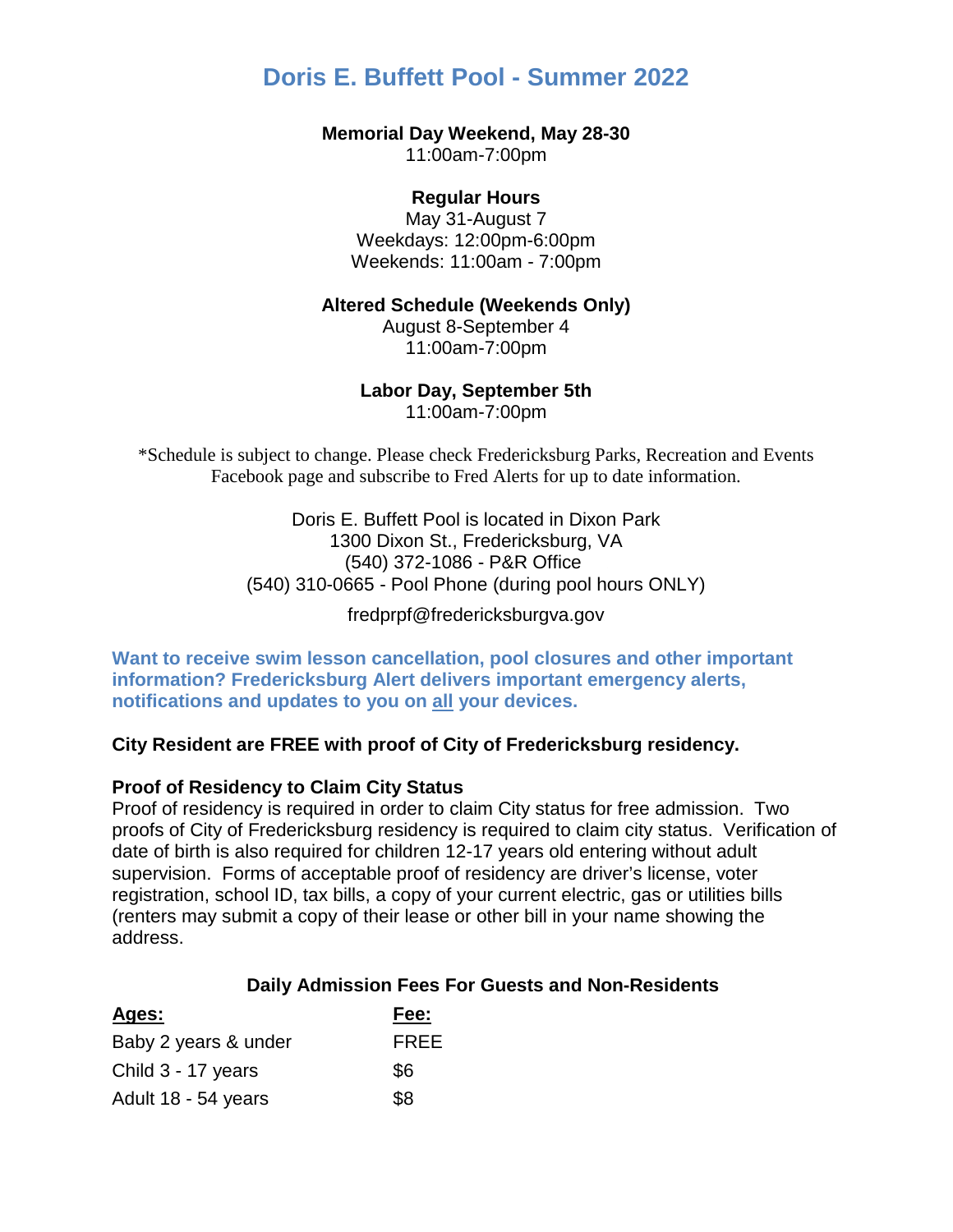# Doris E. Buffett Pool - Summer 2022

**Memorial Day Weekend, May 28-30**
11:00am-7:00pm

**Regular Hours**
May 31-August 7
Weekdays: 12:00pm-6:00pm
Weekends: 11:00am - 7:00pm

**Altered Schedule (Weekends Only)**
August 8-September 4
11:00am-7:00pm

**Labor Day, September 5th**
11:00am-7:00pm

*Schedule is subject to change. Please check Fredericksburg Parks, Recreation and Events Facebook page and subscribe to Fred Alerts for up to date information.

Doris E. Buffett Pool is located in Dixon Park
1300 Dixon St., Fredericksburg, VA
(540) 372-1086 - P&R Office
(540) 310-0665 - Pool Phone (during pool hours ONLY)

fredprpf@fredericksburgva.gov

**Want to receive swim lesson cancellation, pool closures and other important information? Fredericksburg Alert delivers important emergency alerts, notifications and updates to you on <u>all</u> your devices.**

**City Resident are FREE with proof of City of Fredericksburg residency.**

**Proof of Residency to Claim City Status**
Proof of residency is required in order to claim City status for free admission. Two proofs of City of Fredericksburg residency is required to claim city status. Verification of date of birth is also required for children 12-17 years old entering without adult supervision. Forms of acceptable proof of residency are driver's license, voter registration, school ID, tax bills, a copy of your current electric, gas or utilities bills (renters may submit a copy of their lease or other bill in your name showing the address.

**Daily Admission Fees For Guests and Non-Residents**

| Ages: | Fee: |
|---|---|
| Baby 2 years & under | FREE |
| Child 3 - 17 years | $6 |
| Adult 18 - 54 years | $8 |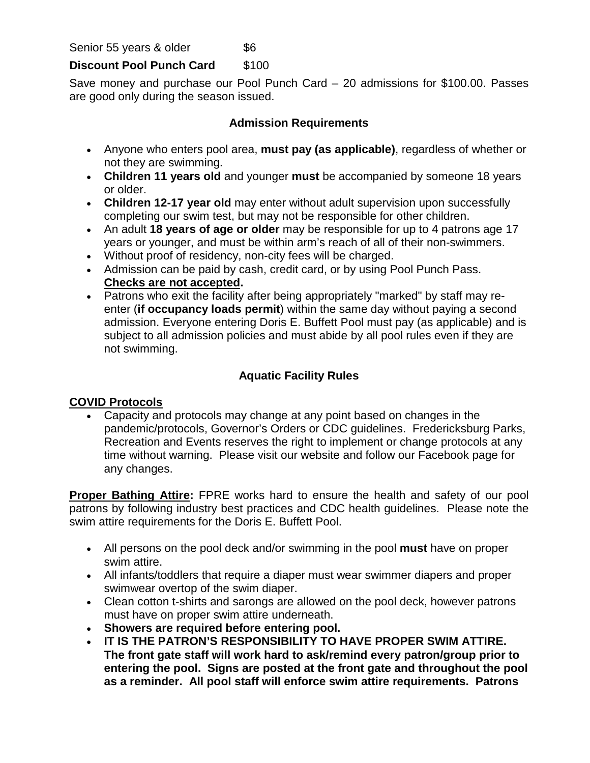Senior 55 years & older $6

**Discount Pool Punch Card** $100

Save money and purchase our Pool Punch Card – 20 admissions for $100.00. Passes are good only during the season issued.

### Admission Requirements

- Anyone who enters pool area, **must pay (as applicable)**, regardless of whether or not they are swimming.
- **Children 11 years old** and younger **must** be accompanied by someone 18 years or older.
- **Children 12-17 year old** may enter without adult supervision upon successfully completing our swim test, but may not be responsible for other children.
- An adult **18 years of age or older** may be responsible for up to 4 patrons age 17 years or younger, and must be within arm's reach of all of their non-swimmers.
- Without proof of residency, non-city fees will be charged.
- Admission can be paid by cash, credit card, or by using Pool Punch Pass. **<u>Checks are not accepted</u>.**
- Patrons who exit the facility after being appropriately "marked" by staff may re-enter (**if occupancy loads permit**) within the same day without paying a second admission. Everyone entering Doris E. Buffett Pool must pay (as applicable) and is subject to all admission policies and must abide by all pool rules even if they are not swimming.

### Aquatic Facility Rules

**<u>COVID Protocols</u>**

- Capacity and protocols may change at any point based on changes in the pandemic/protocols, Governor's Orders or CDC guidelines. Fredericksburg Parks, Recreation and Events reserves the right to implement or change protocols at any time without warning. Please visit our website and follow our Facebook page for any changes.

**<u>Proper Bathing Attire</u>:** FPRE works hard to ensure the health and safety of our pool patrons by following industry best practices and CDC health guidelines. Please note the swim attire requirements for the Doris E. Buffett Pool.

- All persons on the pool deck and/or swimming in the pool **must** have on proper swim attire.
- All infants/toddlers that require a diaper must wear swimmer diapers and proper swimwear overtop of the swim diaper.
- Clean cotton t-shirts and sarongs are allowed on the pool deck, however patrons must have on proper swim attire underneath.
- **Showers are required before entering pool.**
- **IT IS THE PATRON'S RESPONSIBILITY TO HAVE PROPER SWIM ATTIRE. The front gate staff will work hard to ask/remind every patron/group prior to entering the pool. Signs are posted at the front gate and throughout the pool as a reminder. All pool staff will enforce swim attire requirements. Patrons**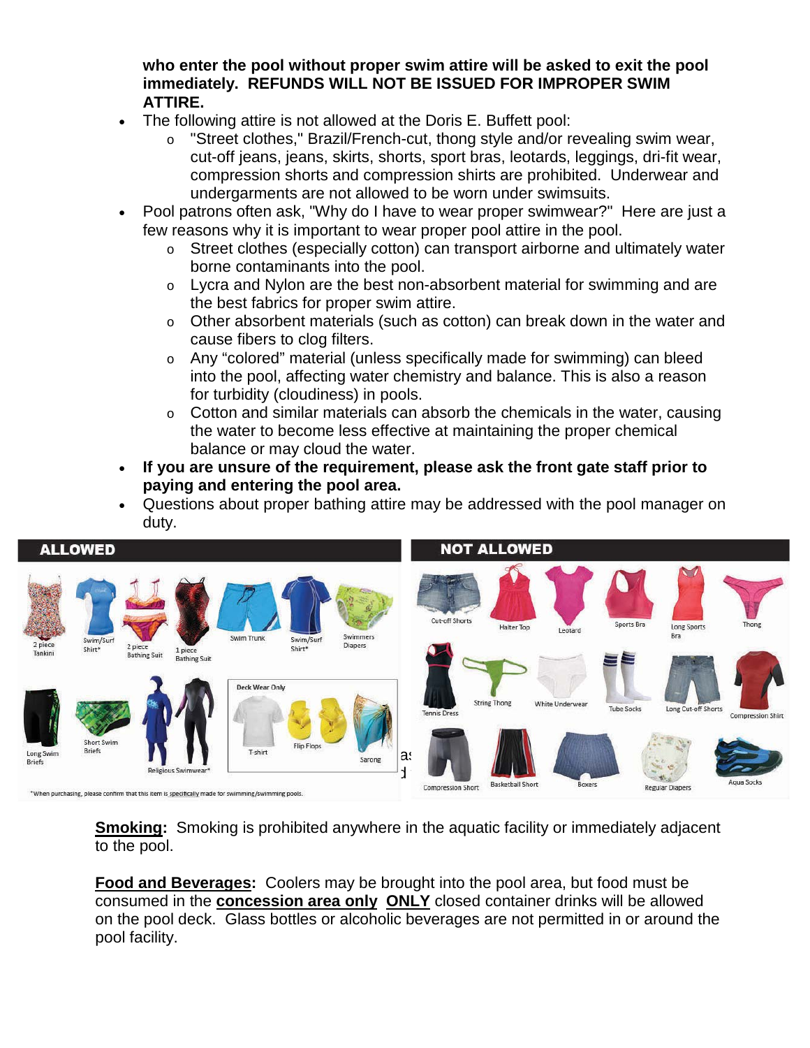**who enter the pool without proper swim attire will be asked to exit the pool immediately. REFUNDS WILL NOT BE ISSUED FOR IMPROPER SWIM ATTIRE.**

- The following attire is not allowed at the Doris E. Buffett pool:
  - "Street clothes," Brazil/French-cut, thong style and/or revealing swim wear, cut-off jeans, jeans, skirts, shorts, sport bras, leotards, leggings, dri-fit wear, compression shorts and compression shirts are prohibited. Underwear and undergarments are not allowed to be worn under swimsuits.
- Pool patrons often ask, "Why do I have to wear proper swimwear?" Here are just a few reasons why it is important to wear proper pool attire in the pool.
  - Street clothes (especially cotton) can transport airborne and ultimately water borne contaminants into the pool.
  - Lycra and Nylon are the best non-absorbent material for swimming and are the best fabrics for proper swim attire.
  - Other absorbent materials (such as cotton) can break down in the water and cause fibers to clog filters.
  - Any "colored" material (unless specifically made for swimming) can bleed into the pool, affecting water chemistry and balance. This is also a reason for turbidity (cloudiness) in pools.
  - Cotton and similar materials can absorb the chemicals in the water, causing the water to become less effective at maintaining the proper chemical balance or may cloud the water.
- **If you are unsure of the requirement, please ask the front gate staff prior to paying and entering the pool area.**
- Questions about proper bathing attire may be addressed with the pool manager on duty.

**ALLOWED**

2 piece Tankini, Swim/Surf Shirt*, 2 piece Bathing Suit, 1 piece Bathing Suit, Swim Trunk, Swim/Surf Shirt*, Swimmers Diapers, Long Swim Briefs, Short Swim Briefs, Religious Swimwear*

Deck Wear Only: T-shirt, Flip Flops, Sarong

*When purchasing, please confirm that this item is specifically made for swimming/swimming pools.

**NOT ALLOWED**

Cut-off Shorts, Halter Top, Leotard, Sports Bra, Long Sports Bra, Thong, Tennis Dress, String Thong, White Underwear, Tube Socks, Long Cut-off Shorts, Compression Shirt, Compression Short, Basketball Short, Boxers, Regular Diapers, Aqua Socks

**Smoking:** Smoking is prohibited anywhere in the aquatic facility or immediately adjacent to the pool.

**Food and Beverages:** Coolers may be brought into the pool area, but food must be consumed in the **concession area only** **ONLY** closed container drinks will be allowed on the pool deck. Glass bottles or alcoholic beverages are not permitted in or around the pool facility.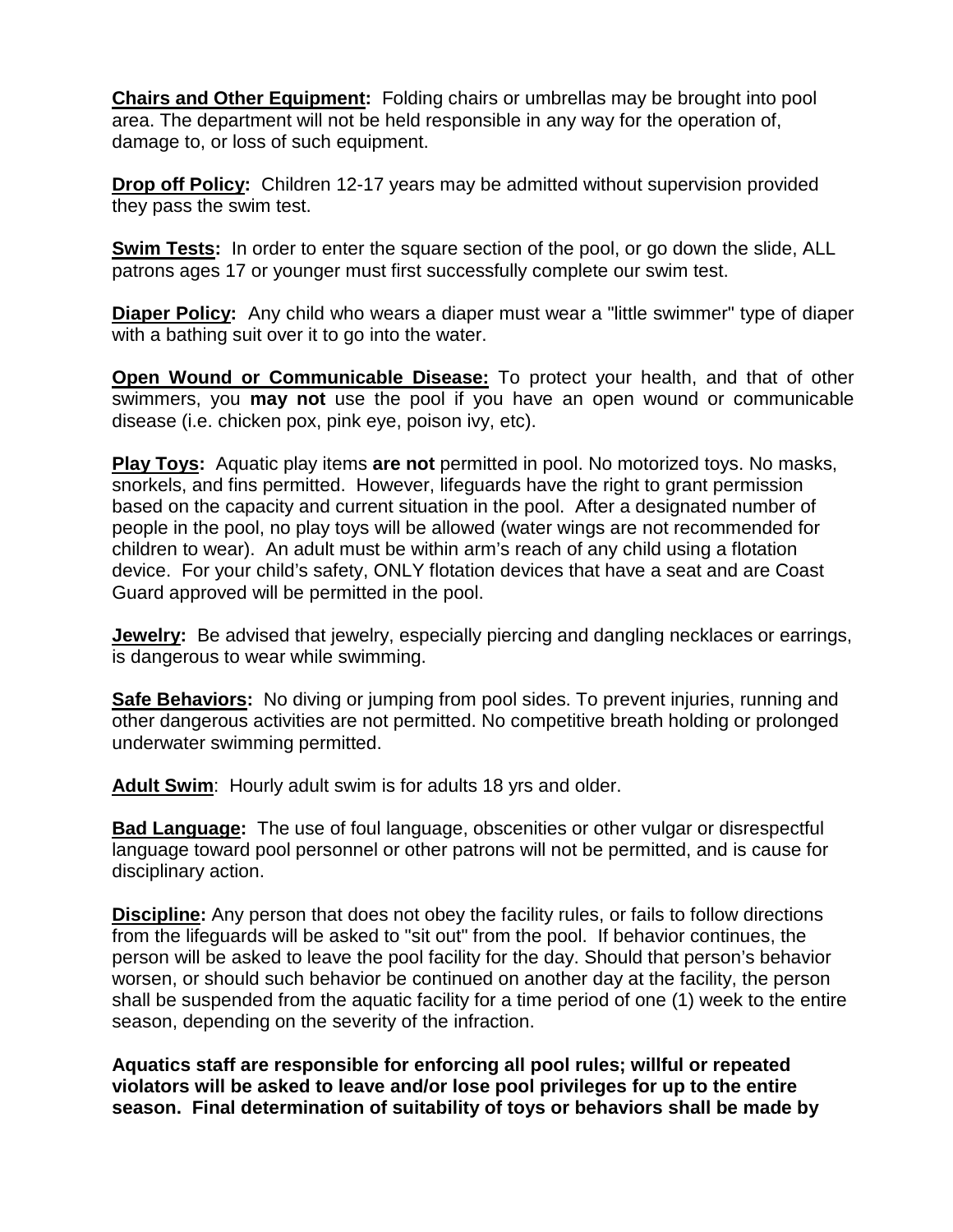**Chairs and Other Equipment:** Folding chairs or umbrellas may be brought into pool area. The department will not be held responsible in any way for the operation of, damage to, or loss of such equipment.

**Drop off Policy:** Children 12-17 years may be admitted without supervision provided they pass the swim test.

**Swim Tests:** In order to enter the square section of the pool, or go down the slide, ALL patrons ages 17 or younger must first successfully complete our swim test.

**Diaper Policy:** Any child who wears a diaper must wear a "little swimmer" type of diaper with a bathing suit over it to go into the water.

**Open Wound or Communicable Disease:** To protect your health, and that of other swimmers, you **may not** use the pool if you have an open wound or communicable disease (i.e. chicken pox, pink eye, poison ivy, etc).

**Play Toys:** Aquatic play items **are not** permitted in pool. No motorized toys. No masks, snorkels, and fins permitted. However, lifeguards have the right to grant permission based on the capacity and current situation in the pool. After a designated number of people in the pool, no play toys will be allowed (water wings are not recommended for children to wear). An adult must be within arm's reach of any child using a flotation device. For your child's safety, ONLY flotation devices that have a seat and are Coast Guard approved will be permitted in the pool.

**Jewelry:** Be advised that jewelry, especially piercing and dangling necklaces or earrings, is dangerous to wear while swimming.

**Safe Behaviors:** No diving or jumping from pool sides. To prevent injuries, running and other dangerous activities are not permitted. No competitive breath holding or prolonged underwater swimming permitted.

**Adult Swim**: Hourly adult swim is for adults 18 yrs and older.

**Bad Language:** The use of foul language, obscenities or other vulgar or disrespectful language toward pool personnel or other patrons will not be permitted, and is cause for disciplinary action.

**Discipline:** Any person that does not obey the facility rules, or fails to follow directions from the lifeguards will be asked to "sit out" from the pool. If behavior continues, the person will be asked to leave the pool facility for the day. Should that person's behavior worsen, or should such behavior be continued on another day at the facility, the person shall be suspended from the aquatic facility for a time period of one (1) week to the entire season, depending on the severity of the infraction.

**Aquatics staff are responsible for enforcing all pool rules; willful or repeated violators will be asked to leave and/or lose pool privileges for up to the entire season. Final determination of suitability of toys or behaviors shall be made by**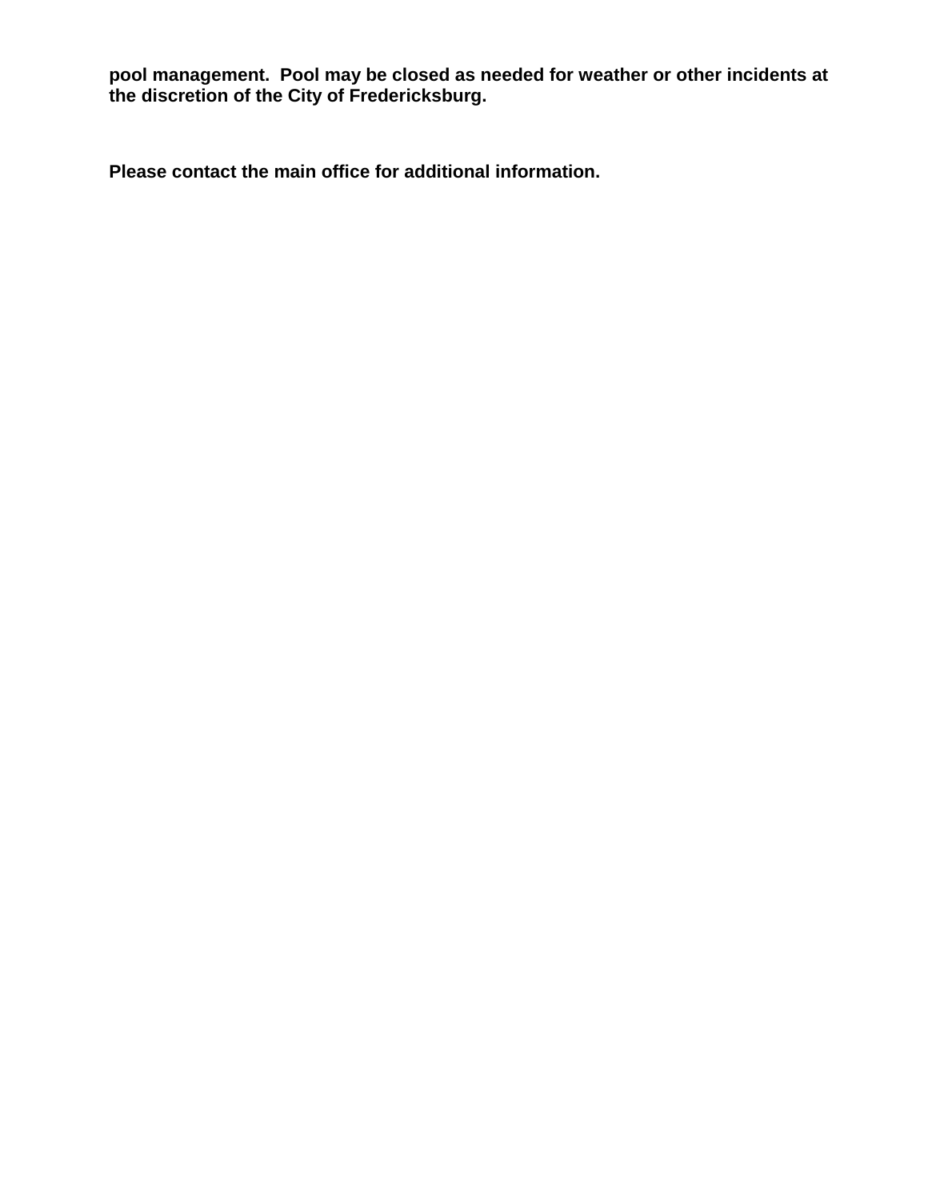**pool management.  Pool may be closed as needed for weather or other incidents at the discretion of the City of Fredericksburg.**

**Please contact the main office for additional information.**